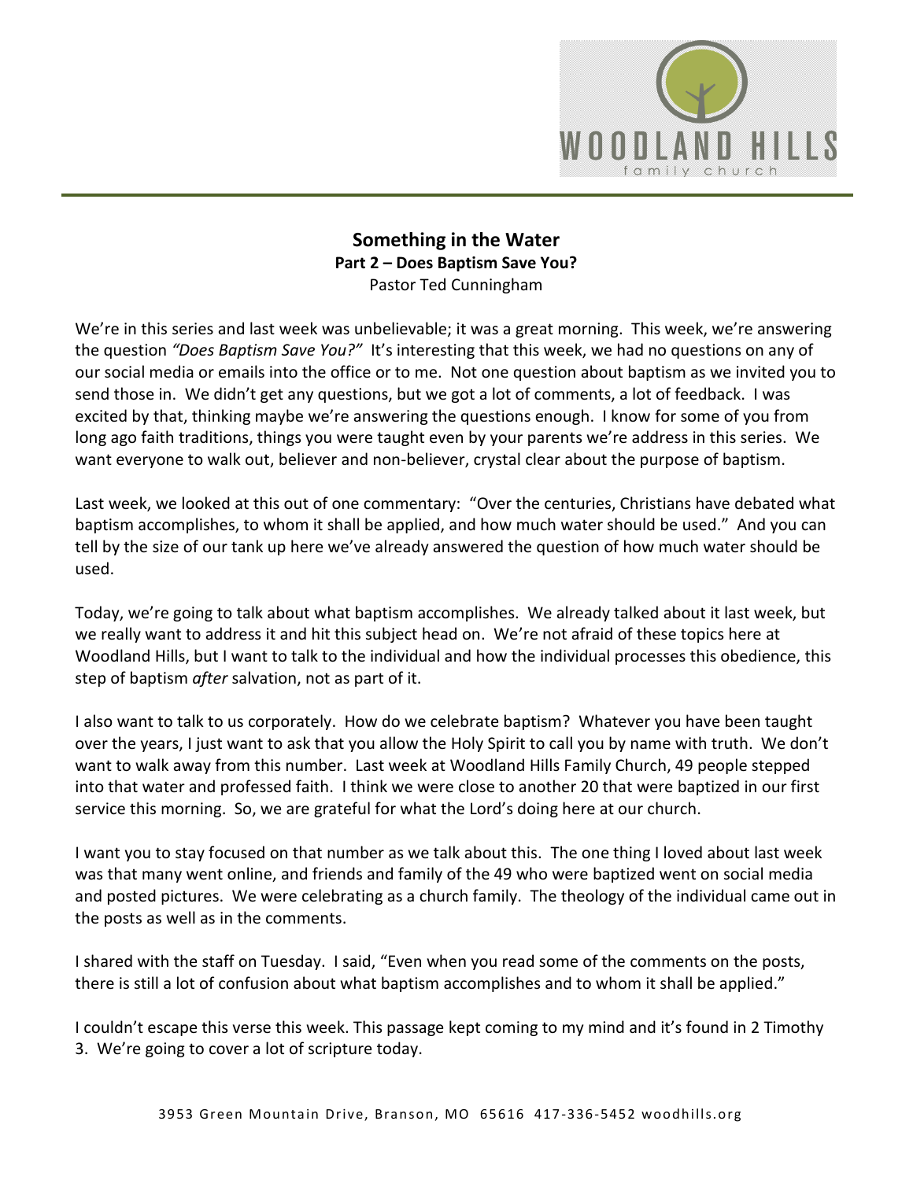# Something in the Water
## Part 2 – Does Baptism Save You?
Pastor Ted Cunningham

We're in this series and last week was unbelievable; it was a great morning. This week, we're answering the question *"Does Baptism Save You?"* It's interesting that this week, we had no questions on any of our social media or emails into the office or to me. Not one question about baptism as we invited you to send those in. We didn't get any questions, but we got a lot of comments, a lot of feedback. I was excited by that, thinking maybe we're answering the questions enough. I know for some of you from long ago faith traditions, things you were taught even by your parents we're address in this series. We want everyone to walk out, believer and non-believer, crystal clear about the purpose of baptism.

Last week, we looked at this out of one commentary: "Over the centuries, Christians have debated what baptism accomplishes, to whom it shall be applied, and how much water should be used." And you can tell by the size of our tank up here we've already answered the question of how much water should be used.

Today, we're going to talk about what baptism accomplishes. We already talked about it last week, but we really want to address it and hit this subject head on. We're not afraid of these topics here at Woodland Hills, but I want to talk to the individual and how the individual processes this obedience, this step of baptism *after* salvation, not as part of it.

I also want to talk to us corporately. How do we celebrate baptism? Whatever you have been taught over the years, I just want to ask that you allow the Holy Spirit to call you by name with truth. We don't want to walk away from this number. Last week at Woodland Hills Family Church, 49 people stepped into that water and professed faith. I think we were close to another 20 that were baptized in our first service this morning. So, we are grateful for what the Lord's doing here at our church.

I want you to stay focused on that number as we talk about this. The one thing I loved about last week was that many went online, and friends and family of the 49 who were baptized went on social media and posted pictures. We were celebrating as a church family. The theology of the individual came out in the posts as well as in the comments.

I shared with the staff on Tuesday. I said, "Even when you read some of the comments on the posts, there is still a lot of confusion about what baptism accomplishes and to whom it shall be applied."

I couldn't escape this verse this week. This passage kept coming to my mind and it's found in 2 Timothy 3. We're going to cover a lot of scripture today.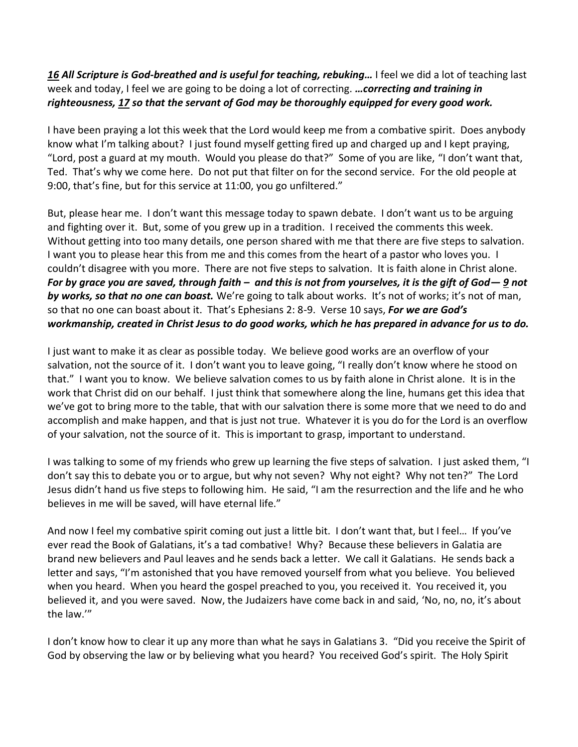***16 All Scripture is God-breathed and is useful for teaching, rebuking…*** I feel we did a lot of teaching last week and today, I feel we are going to be doing a lot of correcting. ***…correcting and training in righteousness, 17 so that the servant of God may be thoroughly equipped for every good work.***

I have been praying a lot this week that the Lord would keep me from a combative spirit. Does anybody know what I'm talking about? I just found myself getting fired up and charged up and I kept praying, "Lord, post a guard at my mouth. Would you please do that?" Some of you are like, "I don't want that, Ted. That's why we come here. Do not put that filter on for the second service. For the old people at 9:00, that's fine, but for this service at 11:00, you go unfiltered."

But, please hear me. I don't want this message today to spawn debate. I don't want us to be arguing and fighting over it. But, some of you grew up in a tradition. I received the comments this week. Without getting into too many details, one person shared with me that there are five steps to salvation. I want you to please hear this from me and this comes from the heart of a pastor who loves you. I couldn't disagree with you more. There are not five steps to salvation. It is faith alone in Christ alone. ***For by grace you are saved, through faith – and this is not from yourselves, it is the gift of God— 9 not by works, so that no one can boast.*** We're going to talk about works. It's not of works; it's not of man, so that no one can boast about it. That's Ephesians 2: 8-9. Verse 10 says, ***For we are God's workmanship, created in Christ Jesus to do good works, which he has prepared in advance for us to do.***

I just want to make it as clear as possible today. We believe good works are an overflow of your salvation, not the source of it. I don't want you to leave going, "I really don't know where he stood on that." I want you to know. We believe salvation comes to us by faith alone in Christ alone. It is in the work that Christ did on our behalf. I just think that somewhere along the line, humans get this idea that we've got to bring more to the table, that with our salvation there is some more that we need to do and accomplish and make happen, and that is just not true. Whatever it is you do for the Lord is an overflow of your salvation, not the source of it. This is important to grasp, important to understand.

I was talking to some of my friends who grew up learning the five steps of salvation. I just asked them, "I don't say this to debate you or to argue, but why not seven? Why not eight? Why not ten?" The Lord Jesus didn't hand us five steps to following him. He said, "I am the resurrection and the life and he who believes in me will be saved, will have eternal life."

And now I feel my combative spirit coming out just a little bit. I don't want that, but I feel… If you've ever read the Book of Galatians, it's a tad combative! Why? Because these believers in Galatia are brand new believers and Paul leaves and he sends back a letter. We call it Galatians. He sends back a letter and says, "I'm astonished that you have removed yourself from what you believe. You believed when you heard. When you heard the gospel preached to you, you received it. You received it, you believed it, and you were saved. Now, the Judaizers have come back in and said, 'No, no, no, it's about the law.'"

I don't know how to clear it up any more than what he says in Galatians 3. "Did you receive the Spirit of God by observing the law or by believing what you heard? You received God's spirit. The Holy Spirit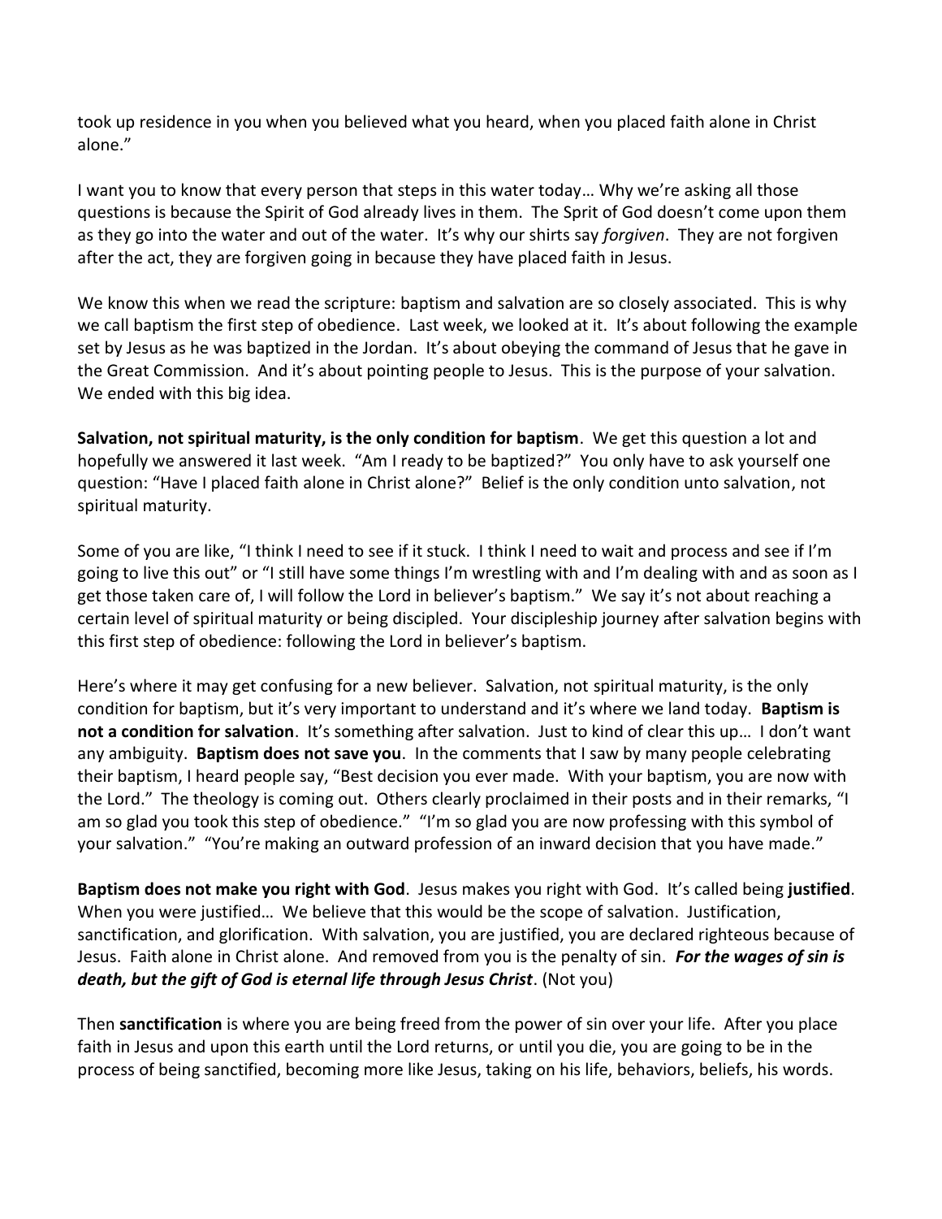took up residence in you when you believed what you heard, when you placed faith alone in Christ alone."

I want you to know that every person that steps in this water today… Why we're asking all those questions is because the Spirit of God already lives in them. The Sprit of God doesn't come upon them as they go into the water and out of the water. It's why our shirts say *forgiven*. They are not forgiven after the act, they are forgiven going in because they have placed faith in Jesus.

We know this when we read the scripture: baptism and salvation are so closely associated. This is why we call baptism the first step of obedience. Last week, we looked at it. It's about following the example set by Jesus as he was baptized in the Jordan. It's about obeying the command of Jesus that he gave in the Great Commission. And it's about pointing people to Jesus. This is the purpose of your salvation. We ended with this big idea.

**Salvation, not spiritual maturity, is the only condition for baptism**. We get this question a lot and hopefully we answered it last week. "Am I ready to be baptized?" You only have to ask yourself one question: "Have I placed faith alone in Christ alone?" Belief is the only condition unto salvation, not spiritual maturity.

Some of you are like, "I think I need to see if it stuck. I think I need to wait and process and see if I'm going to live this out" or "I still have some things I'm wrestling with and I'm dealing with and as soon as I get those taken care of, I will follow the Lord in believer's baptism." We say it's not about reaching a certain level of spiritual maturity or being discipled. Your discipleship journey after salvation begins with this first step of obedience: following the Lord in believer's baptism.

Here's where it may get confusing for a new believer. Salvation, not spiritual maturity, is the only condition for baptism, but it's very important to understand and it's where we land today. **Baptism is not a condition for salvation**. It's something after salvation. Just to kind of clear this up… I don't want any ambiguity. **Baptism does not save you**. In the comments that I saw by many people celebrating their baptism, I heard people say, "Best decision you ever made. With your baptism, you are now with the Lord." The theology is coming out. Others clearly proclaimed in their posts and in their remarks, "I am so glad you took this step of obedience." "I'm so glad you are now professing with this symbol of your salvation." "You're making an outward profession of an inward decision that you have made."

**Baptism does not make you right with God**. Jesus makes you right with God. It's called being **justified**. When you were justified… We believe that this would be the scope of salvation. Justification, sanctification, and glorification. With salvation, you are justified, you are declared righteous because of Jesus. Faith alone in Christ alone. And removed from you is the penalty of sin. ***For the wages of sin is death, but the gift of God is eternal life through Jesus Christ***. (Not you)

Then **sanctification** is where you are being freed from the power of sin over your life. After you place faith in Jesus and upon this earth until the Lord returns, or until you die, you are going to be in the process of being sanctified, becoming more like Jesus, taking on his life, behaviors, beliefs, his words.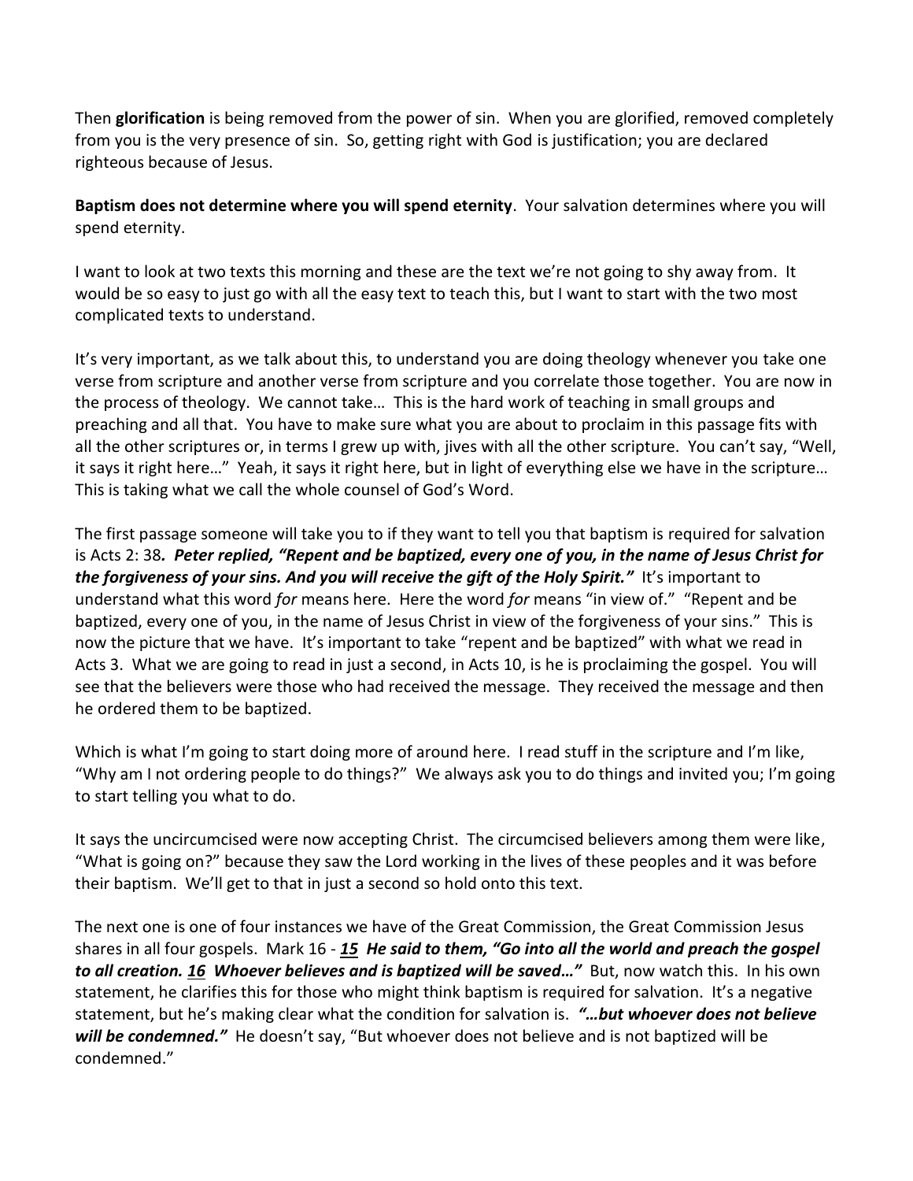Then **glorification** is being removed from the power of sin. When you are glorified, removed completely from you is the very presence of sin. So, getting right with God is justification; you are declared righteous because of Jesus.

**Baptism does not determine where you will spend eternity**. Your salvation determines where you will spend eternity.

I want to look at two texts this morning and these are the text we're not going to shy away from. It would be so easy to just go with all the easy text to teach this, but I want to start with the two most complicated texts to understand.

It's very important, as we talk about this, to understand you are doing theology whenever you take one verse from scripture and another verse from scripture and you correlate those together. You are now in the process of theology. We cannot take… This is the hard work of teaching in small groups and preaching and all that. You have to make sure what you are about to proclaim in this passage fits with all the other scriptures or, in terms I grew up with, jives with all the other scripture. You can't say, "Well, it says it right here…" Yeah, it says it right here, but in light of everything else we have in the scripture… This is taking what we call the whole counsel of God's Word.

The first passage someone will take you to if they want to tell you that baptism is required for salvation is Acts 2: 38***. Peter replied, "Repent and be baptized, every one of you, in the name of Jesus Christ for the forgiveness of your sins. And you will receive the gift of the Holy Spirit."*** It's important to understand what this word *for* means here. Here the word *for* means "in view of." "Repent and be baptized, every one of you, in the name of Jesus Christ in view of the forgiveness of your sins." This is now the picture that we have. It's important to take "repent and be baptized" with what we read in Acts 3. What we are going to read in just a second, in Acts 10, is he is proclaiming the gospel. You will see that the believers were those who had received the message. They received the message and then he ordered them to be baptized.

Which is what I'm going to start doing more of around here. I read stuff in the scripture and I'm like, "Why am I not ordering people to do things?" We always ask you to do things and invited you; I'm going to start telling you what to do.

It says the uncircumcised were now accepting Christ. The circumcised believers among them were like, "What is going on?" because they saw the Lord working in the lives of these peoples and it was before their baptism. We'll get to that in just a second so hold onto this text.

The next one is one of four instances we have of the Great Commission, the Great Commission Jesus shares in all four gospels. Mark 16 - ***15 He said to them, "Go into all the world and preach the gospel to all creation. 16 Whoever believes and is baptized will be saved…"*** But, now watch this. In his own statement, he clarifies this for those who might think baptism is required for salvation. It's a negative statement, but he's making clear what the condition for salvation is. ***"…but whoever does not believe will be condemned."*** He doesn't say, "But whoever does not believe and is not baptized will be condemned."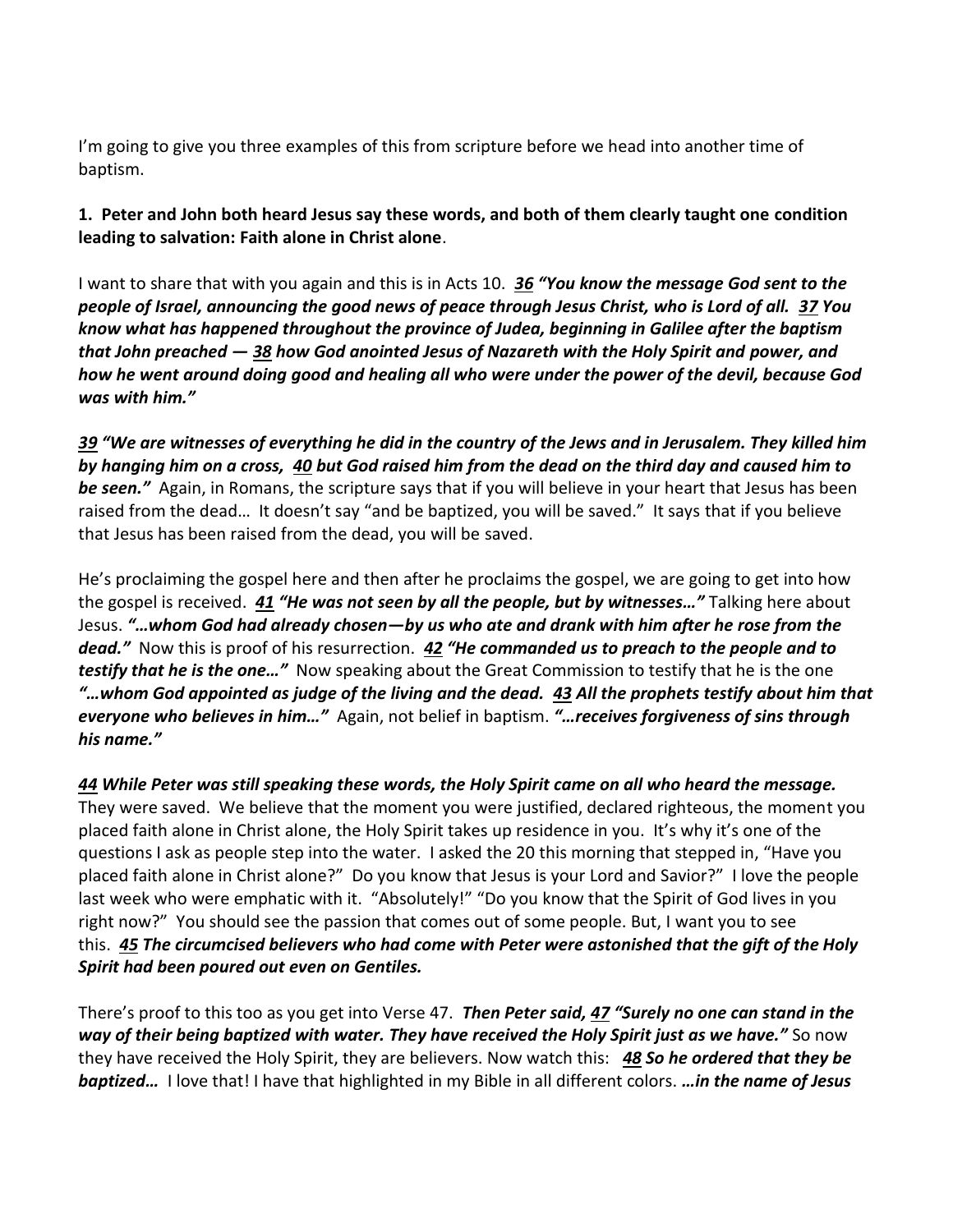I'm going to give you three examples of this from scripture before we head into another time of baptism.

**1. Peter and John both heard Jesus say these words, and both of them clearly taught one condition leading to salvation: Faith alone in Christ alone**.

I want to share that with you again and this is in Acts 10. ***36*** ***"You know the message God sent to the people of Israel, announcing the good news of peace through Jesus Christ, who is Lord of all.*** ***37*** ***You know what has happened throughout the province of Judea, beginning in Galilee after the baptism that John preached —*** ***38*** ***how God anointed Jesus of Nazareth with the Holy Spirit and power, and how he went around doing good and healing all who were under the power of the devil, because God was with him."***

***39*** ***"We are witnesses of everything he did in the country of the Jews and in Jerusalem. They killed him by hanging him on a cross,*** ***40*** ***but God raised him from the dead on the third day and caused him to be seen."*** Again, in Romans, the scripture says that if you will believe in your heart that Jesus has been raised from the dead… It doesn't say "and be baptized, you will be saved." It says that if you believe that Jesus has been raised from the dead, you will be saved.

He's proclaiming the gospel here and then after he proclaims the gospel, we are going to get into how the gospel is received. ***41*** ***"He was not seen by all the people, but by witnesses…"*** Talking here about Jesus. ***"…whom God had already chosen—by us who ate and drank with him after he rose from the dead."*** Now this is proof of his resurrection. ***42*** ***"He commanded us to preach to the people and to testify that he is the one…"*** Now speaking about the Great Commission to testify that he is the one ***"…whom God appointed as judge of the living and the dead.*** ***43*** ***All the prophets testify about him that everyone who believes in him…"*** Again, not belief in baptism. ***"…receives forgiveness of sins through his name."***

***44*** ***While Peter was still speaking these words, the Holy Spirit came on all who heard the message.*** They were saved. We believe that the moment you were justified, declared righteous, the moment you placed faith alone in Christ alone, the Holy Spirit takes up residence in you. It's why it's one of the questions I ask as people step into the water. I asked the 20 this morning that stepped in, "Have you placed faith alone in Christ alone?" Do you know that Jesus is your Lord and Savior?" I love the people last week who were emphatic with it. "Absolutely!" "Do you know that the Spirit of God lives in you right now?" You should see the passion that comes out of some people. But, I want you to see this. ***45*** ***The circumcised believers who had come with Peter were astonished that the gift of the Holy Spirit had been poured out even on Gentiles.***

There's proof to this too as you get into Verse 47. ***Then Peter said,*** ***47*** ***"Surely no one can stand in the way of their being baptized with water. They have received the Holy Spirit just as we have."*** So now they have received the Holy Spirit, they are believers. Now watch this: ***48*** ***So he ordered that they be baptized…*** I love that! I have that highlighted in my Bible in all different colors. ***…in the name of Jesus***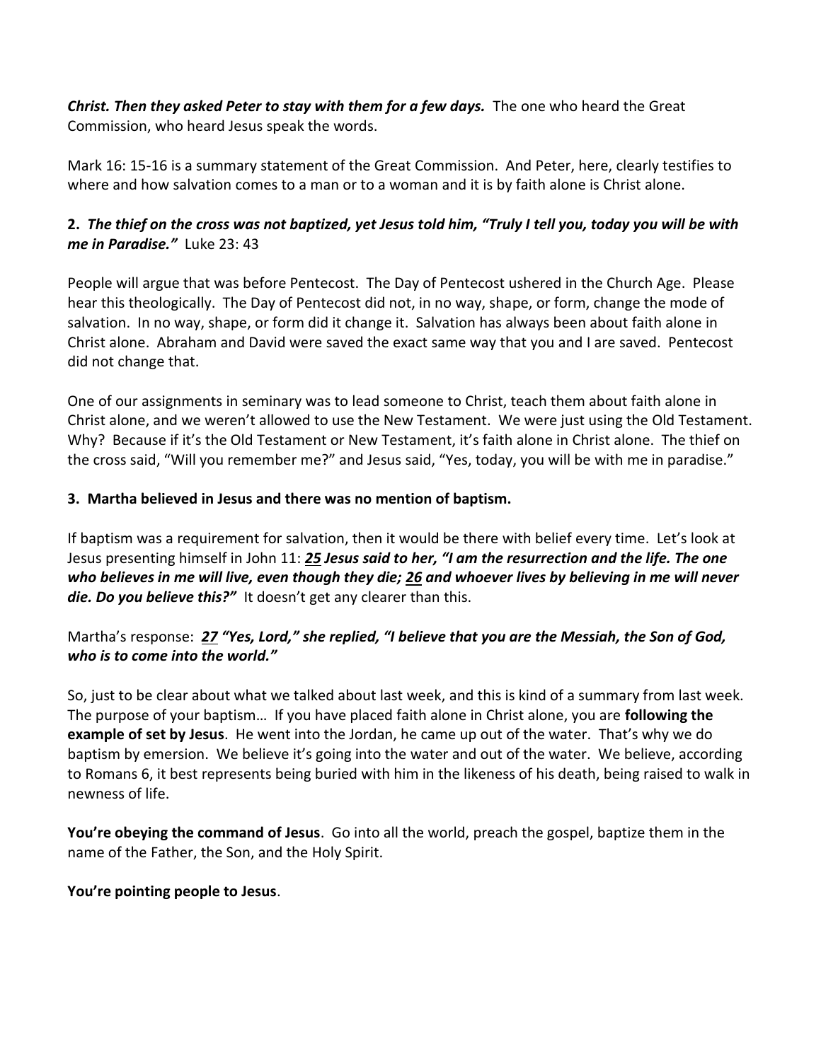***Christ. Then they asked Peter to stay with them for a few days.*** The one who heard the Great Commission, who heard Jesus speak the words.

Mark 16: 15-16 is a summary statement of the Great Commission. And Peter, here, clearly testifies to where and how salvation comes to a man or to a woman and it is by faith alone is Christ alone.

**2.** ***The thief on the cross was not baptized, yet Jesus told him, "Truly I tell you, today you will be with me in Paradise."*** Luke 23: 43

People will argue that was before Pentecost. The Day of Pentecost ushered in the Church Age. Please hear this theologically. The Day of Pentecost did not, in no way, shape, or form, change the mode of salvation. In no way, shape, or form did it change it. Salvation has always been about faith alone in Christ alone. Abraham and David were saved the exact same way that you and I are saved. Pentecost did not change that.

One of our assignments in seminary was to lead someone to Christ, teach them about faith alone in Christ alone, and we weren't allowed to use the New Testament. We were just using the Old Testament. Why? Because if it's the Old Testament or New Testament, it's faith alone in Christ alone. The thief on the cross said, "Will you remember me?" and Jesus said, "Yes, today, you will be with me in paradise."

**3. Martha believed in Jesus and there was no mention of baptism.**

If baptism was a requirement for salvation, then it would be there with belief every time. Let's look at Jesus presenting himself in John 11: ***<u>25</u> Jesus said to her, "I am the resurrection and the life. The one who believes in me will live, even though they die; <u>26</u> and whoever lives by believing in me will never die. Do you believe this?"*** It doesn't get any clearer than this.

Martha's response: ***<u>27</u> "Yes, Lord," she replied, "I believe that you are the Messiah, the Son of God, who is to come into the world."***

So, just to be clear about what we talked about last week, and this is kind of a summary from last week. The purpose of your baptism… If you have placed faith alone in Christ alone, you are **following the example of set by Jesus**. He went into the Jordan, he came up out of the water. That's why we do baptism by emersion. We believe it's going into the water and out of the water. We believe, according to Romans 6, it best represents being buried with him in the likeness of his death, being raised to walk in newness of life.

**You're obeying the command of Jesus**. Go into all the world, preach the gospel, baptize them in the name of the Father, the Son, and the Holy Spirit.

**You're pointing people to Jesus**.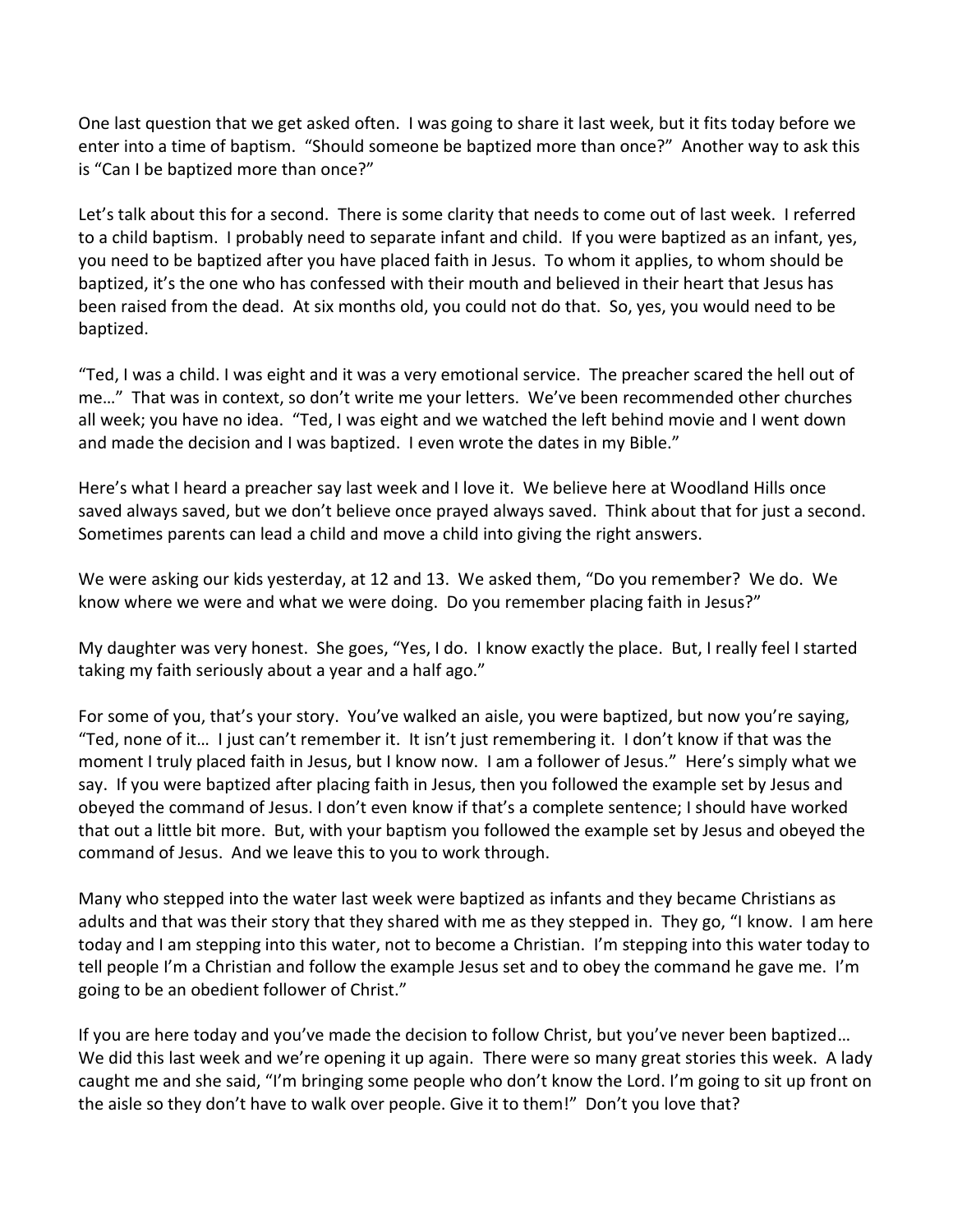One last question that we get asked often. I was going to share it last week, but it fits today before we enter into a time of baptism. "Should someone be baptized more than once?" Another way to ask this is "Can I be baptized more than once?"

Let's talk about this for a second. There is some clarity that needs to come out of last week. I referred to a child baptism. I probably need to separate infant and child. If you were baptized as an infant, yes, you need to be baptized after you have placed faith in Jesus. To whom it applies, to whom should be baptized, it's the one who has confessed with their mouth and believed in their heart that Jesus has been raised from the dead. At six months old, you could not do that. So, yes, you would need to be baptized.

"Ted, I was a child. I was eight and it was a very emotional service. The preacher scared the hell out of me…" That was in context, so don't write me your letters. We've been recommended other churches all week; you have no idea. "Ted, I was eight and we watched the left behind movie and I went down and made the decision and I was baptized. I even wrote the dates in my Bible."

Here's what I heard a preacher say last week and I love it. We believe here at Woodland Hills once saved always saved, but we don't believe once prayed always saved. Think about that for just a second. Sometimes parents can lead a child and move a child into giving the right answers.

We were asking our kids yesterday, at 12 and 13. We asked them, "Do you remember? We do. We know where we were and what we were doing. Do you remember placing faith in Jesus?"

My daughter was very honest. She goes, "Yes, I do. I know exactly the place. But, I really feel I started taking my faith seriously about a year and a half ago."

For some of you, that's your story. You've walked an aisle, you were baptized, but now you're saying, "Ted, none of it… I just can't remember it. It isn't just remembering it. I don't know if that was the moment I truly placed faith in Jesus, but I know now. I am a follower of Jesus." Here's simply what we say. If you were baptized after placing faith in Jesus, then you followed the example set by Jesus and obeyed the command of Jesus. I don't even know if that's a complete sentence; I should have worked that out a little bit more. But, with your baptism you followed the example set by Jesus and obeyed the command of Jesus. And we leave this to you to work through.

Many who stepped into the water last week were baptized as infants and they became Christians as adults and that was their story that they shared with me as they stepped in. They go, "I know. I am here today and I am stepping into this water, not to become a Christian. I'm stepping into this water today to tell people I'm a Christian and follow the example Jesus set and to obey the command he gave me. I'm going to be an obedient follower of Christ."

If you are here today and you've made the decision to follow Christ, but you've never been baptized… We did this last week and we're opening it up again. There were so many great stories this week. A lady caught me and she said, "I'm bringing some people who don't know the Lord. I'm going to sit up front on the aisle so they don't have to walk over people. Give it to them!" Don't you love that?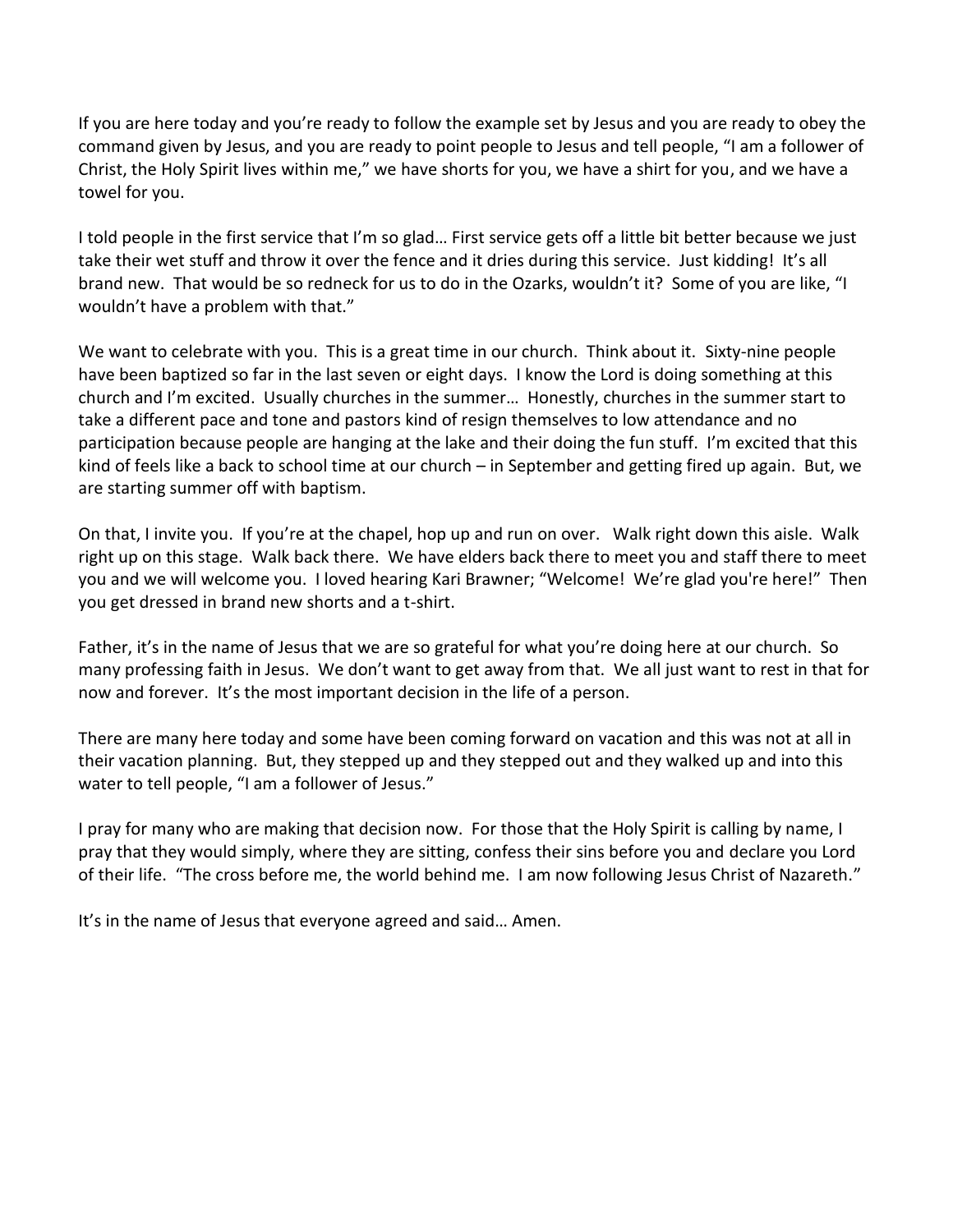If you are here today and you're ready to follow the example set by Jesus and you are ready to obey the command given by Jesus, and you are ready to point people to Jesus and tell people, "I am a follower of Christ, the Holy Spirit lives within me," we have shorts for you, we have a shirt for you, and we have a towel for you.

I told people in the first service that I'm so glad… First service gets off a little bit better because we just take their wet stuff and throw it over the fence and it dries during this service. Just kidding! It's all brand new. That would be so redneck for us to do in the Ozarks, wouldn't it? Some of you are like, "I wouldn't have a problem with that."

We want to celebrate with you. This is a great time in our church. Think about it. Sixty-nine people have been baptized so far in the last seven or eight days. I know the Lord is doing something at this church and I'm excited. Usually churches in the summer… Honestly, churches in the summer start to take a different pace and tone and pastors kind of resign themselves to low attendance and no participation because people are hanging at the lake and their doing the fun stuff. I'm excited that this kind of feels like a back to school time at our church – in September and getting fired up again. But, we are starting summer off with baptism.

On that, I invite you. If you're at the chapel, hop up and run on over. Walk right down this aisle. Walk right up on this stage. Walk back there. We have elders back there to meet you and staff there to meet you and we will welcome you. I loved hearing Kari Brawner; "Welcome! We're glad you're here!" Then you get dressed in brand new shorts and a t-shirt.

Father, it's in the name of Jesus that we are so grateful for what you're doing here at our church. So many professing faith in Jesus. We don't want to get away from that. We all just want to rest in that for now and forever. It's the most important decision in the life of a person.

There are many here today and some have been coming forward on vacation and this was not at all in their vacation planning. But, they stepped up and they stepped out and they walked up and into this water to tell people, "I am a follower of Jesus."

I pray for many who are making that decision now. For those that the Holy Spirit is calling by name, I pray that they would simply, where they are sitting, confess their sins before you and declare you Lord of their life. "The cross before me, the world behind me. I am now following Jesus Christ of Nazareth."

It's in the name of Jesus that everyone agreed and said… Amen.